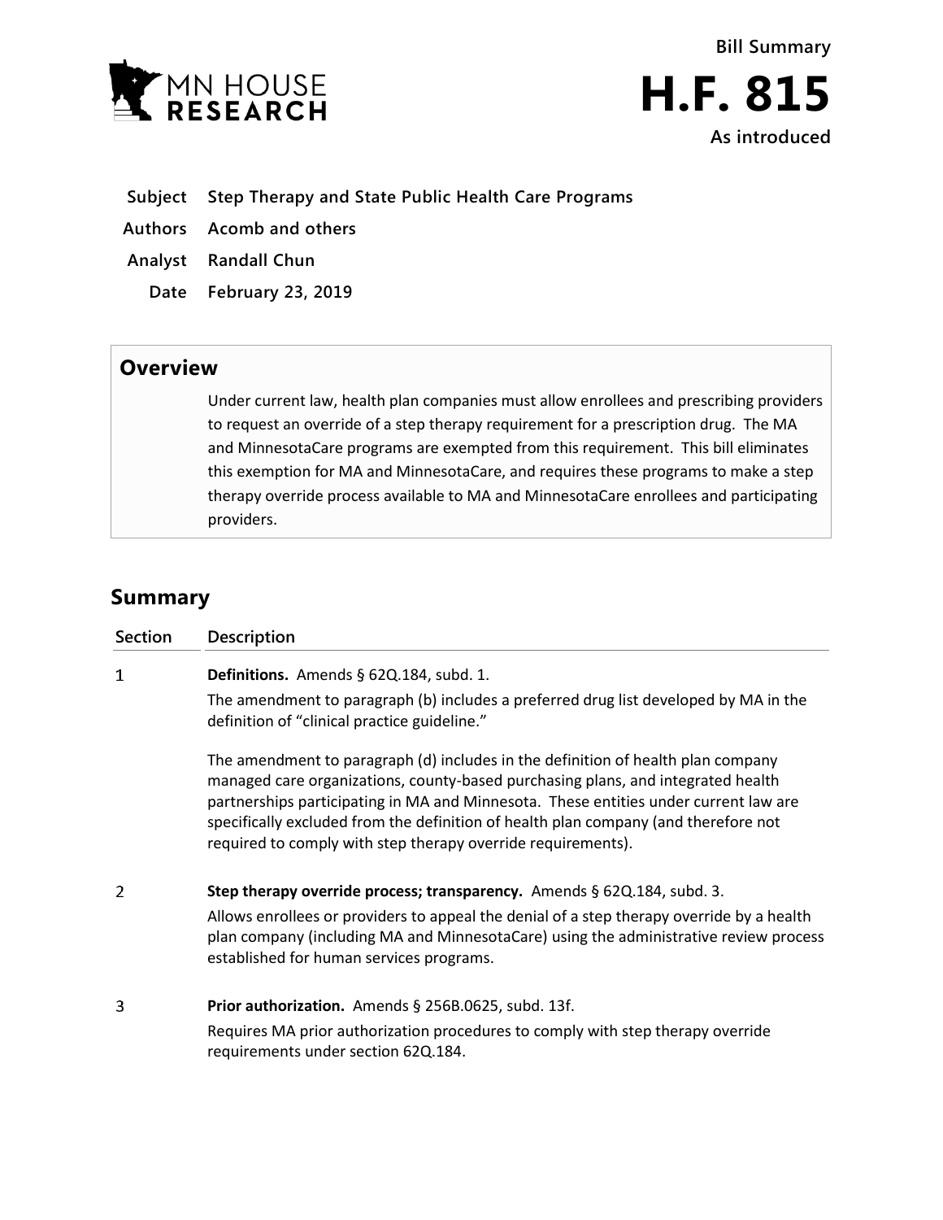Bill Summary

# H.F. 815

As introduced

**Subject** Step Therapy and State Public Health Care Programs

**Authors** Acomb and others

**Analyst** Randall Chun

**Date** February 23, 2019

## Overview

Under current law, health plan companies must allow enrollees and prescribing providers to request an override of a step therapy requirement for a prescription drug. The MA and MinnesotaCare programs are exempted from this requirement. This bill eliminates this exemption for MA and MinnesotaCare, and requires these programs to make a step therapy override process available to MA and MinnesotaCare enrollees and participating providers.

## Summary

| Section | Description |
| --- | --- |
| 1 | **Definitions.** Amends § 62Q.184, subd. 1.<br><br>The amendment to paragraph (b) includes a preferred drug list developed by MA in the definition of "clinical practice guideline."<br><br>The amendment to paragraph (d) includes in the definition of health plan company managed care organizations, county-based purchasing plans, and integrated health partnerships participating in MA and Minnesota. These entities under current law are specifically excluded from the definition of health plan company (and therefore not required to comply with step therapy override requirements). |
| 2 | **Step therapy override process; transparency.** Amends § 62Q.184, subd. 3.<br><br>Allows enrollees or providers to appeal the denial of a step therapy override by a health plan company (including MA and MinnesotaCare) using the administrative review process established for human services programs. |
| 3 | **Prior authorization.** Amends § 256B.0625, subd. 13f.<br><br>Requires MA prior authorization procedures to comply with step therapy override requirements under section 62Q.184. |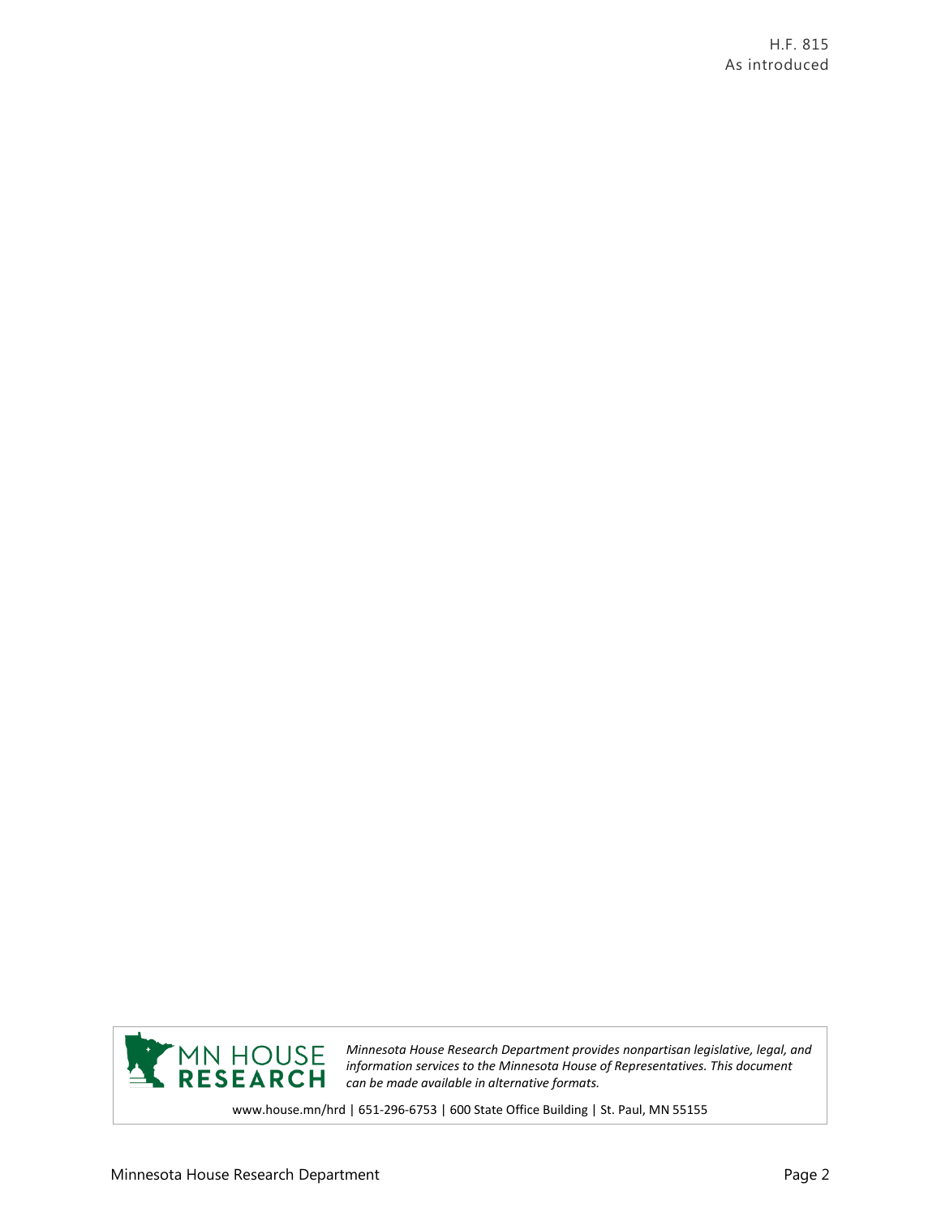Minnesota House Research Department provides nonpartisan legislative, legal, and information services to the Minnesota House of Representatives. This document can be made available in alternative formats.

www.house.mn/hrd | 651-296-6753 | 600 State Office Building | St. Paul, MN 55155